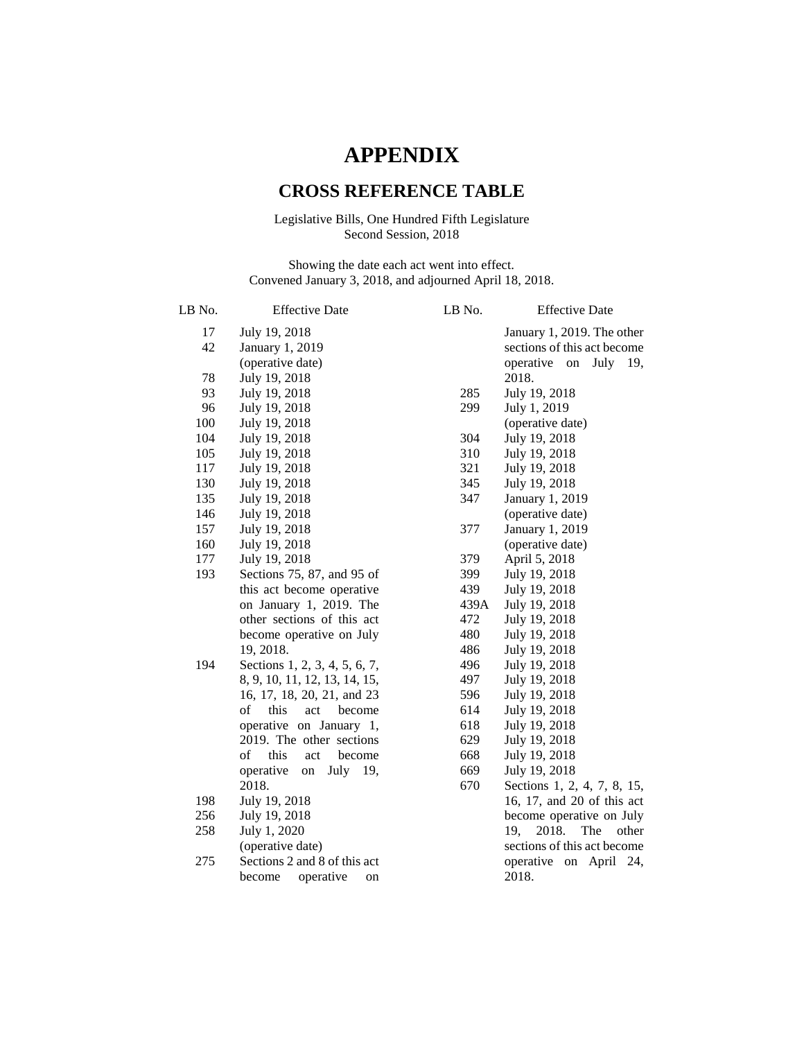# APPENDIX

## CROSS REFERENCE TABLE

Legislative Bills, One Hundred Fifth Legislature
Second Session, 2018

Showing the date each act went into effect.
Convened January 3, 2018, and adjourned April 18, 2018.

| LB No. | Effective Date |
|---|---|
| 17 | July 19, 2018 |
| 42 | January 1, 2019 (operative date) |
| 78 | July 19, 2018 |
| 93 | July 19, 2018 |
| 96 | July 19, 2018 |
| 100 | July 19, 2018 |
| 104 | July 19, 2018 |
| 105 | July 19, 2018 |
| 117 | July 19, 2018 |
| 130 | July 19, 2018 |
| 135 | July 19, 2018 |
| 146 | July 19, 2018 |
| 157 | July 19, 2018 |
| 160 | July 19, 2018 |
| 177 | July 19, 2018 |
| 193 | Sections 75, 87, and 95 of this act become operative on January 1, 2019. The other sections of this act become operative on July 19, 2018. |
| 194 | Sections 1, 2, 3, 4, 5, 6, 7, 8, 9, 10, 11, 12, 13, 14, 15, 16, 17, 18, 20, 21, and 23 of this act become operative on January 1, 2019. The other sections of this act become operative on July 19, 2018. |
| 198 | July 19, 2018 |
| 256 | July 19, 2018 |
| 258 | July 1, 2020 (operative date) |
| 275 | Sections 2 and 8 of this act become operative on January 1, 2019. The other sections of this act become operative on July 19, 2018. |
| 285 | July 19, 2018 |
| 299 | July 1, 2019 (operative date) |
| 304 | July 19, 2018 |
| 310 | July 19, 2018 |
| 321 | July 19, 2018 |
| 345 | July 19, 2018 |
| 347 | January 1, 2019 (operative date) |
| 377 | January 1, 2019 (operative date) |
| 379 | April 5, 2018 |
| 399 | July 19, 2018 |
| 439 | July 19, 2018 |
| 439A | July 19, 2018 |
| 472 | July 19, 2018 |
| 480 | July 19, 2018 |
| 486 | July 19, 2018 |
| 496 | July 19, 2018 |
| 497 | July 19, 2018 |
| 596 | July 19, 2018 |
| 614 | July 19, 2018 |
| 618 | July 19, 2018 |
| 629 | July 19, 2018 |
| 668 | July 19, 2018 |
| 669 | July 19, 2018 |
| 670 | Sections 1, 2, 4, 7, 8, 15, 16, 17, and 20 of this act become operative on July 19, 2018. The other sections of this act become operative on April 24, 2018. |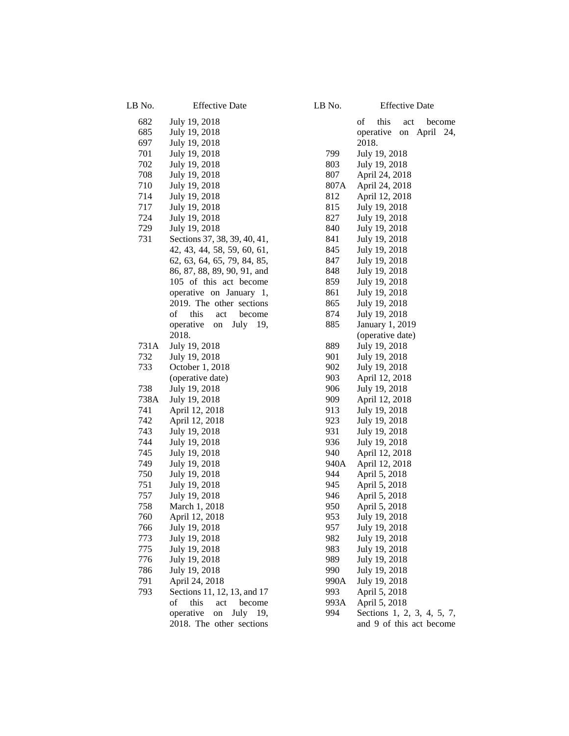| LB No. | Effective Date |
|---|---|
| 682 | July 19, 2018 |
| 685 | July 19, 2018 |
| 697 | July 19, 2018 |
| 701 | July 19, 2018 |
| 702 | July 19, 2018 |
| 708 | July 19, 2018 |
| 710 | July 19, 2018 |
| 714 | July 19, 2018 |
| 717 | July 19, 2018 |
| 724 | July 19, 2018 |
| 729 | July 19, 2018 |
| 731 | Sections 37, 38, 39, 40, 41, 42, 43, 44, 58, 59, 60, 61, 62, 63, 64, 65, 79, 84, 85, 86, 87, 88, 89, 90, 91, and 105 of this act become operative on January 1, 2019. The other sections of this act become operative on July 19, 2018. |
| 731A | July 19, 2018 |
| 732 | July 19, 2018 |
| 733 | October 1, 2018 (operative date) |
| 738 | July 19, 2018 |
| 738A | July 19, 2018 |
| 741 | April 12, 2018 |
| 742 | April 12, 2018 |
| 743 | July 19, 2018 |
| 744 | July 19, 2018 |
| 745 | July 19, 2018 |
| 749 | July 19, 2018 |
| 750 | July 19, 2018 |
| 751 | July 19, 2018 |
| 757 | July 19, 2018 |
| 758 | March 1, 2018 |
| 760 | April 12, 2018 |
| 766 | July 19, 2018 |
| 773 | July 19, 2018 |
| 775 | July 19, 2018 |
| 776 | July 19, 2018 |
| 786 | July 19, 2018 |
| 791 | April 24, 2018 |
| 793 | Sections 11, 12, 13, and 17 of this act become operative on July 19, 2018. The other sections of this act become operative on April 24, 2018. |
| 799 | July 19, 2018 |
| 803 | July 19, 2018 |
| 807 | April 24, 2018 |
| 807A | April 24, 2018 |
| 812 | April 12, 2018 |
| 815 | July 19, 2018 |
| 827 | July 19, 2018 |
| 840 | July 19, 2018 |
| 841 | July 19, 2018 |
| 845 | July 19, 2018 |
| 847 | July 19, 2018 |
| 848 | July 19, 2018 |
| 859 | July 19, 2018 |
| 861 | July 19, 2018 |
| 865 | July 19, 2018 |
| 874 | July 19, 2018 |
| 885 | January 1, 2019 (operative date) |
| 889 | July 19, 2018 |
| 901 | July 19, 2018 |
| 902 | July 19, 2018 |
| 903 | April 12, 2018 |
| 906 | July 19, 2018 |
| 909 | April 12, 2018 |
| 913 | July 19, 2018 |
| 923 | July 19, 2018 |
| 931 | July 19, 2018 |
| 936 | July 19, 2018 |
| 940 | April 12, 2018 |
| 940A | April 12, 2018 |
| 944 | April 5, 2018 |
| 945 | April 5, 2018 |
| 946 | April 5, 2018 |
| 950 | April 5, 2018 |
| 953 | July 19, 2018 |
| 957 | July 19, 2018 |
| 982 | July 19, 2018 |
| 983 | July 19, 2018 |
| 989 | July 19, 2018 |
| 990 | July 19, 2018 |
| 990A | July 19, 2018 |
| 993 | April 5, 2018 |
| 993A | April 5, 2018 |
| 994 | Sections 1, 2, 3, 4, 5, 7, and 9 of this act become |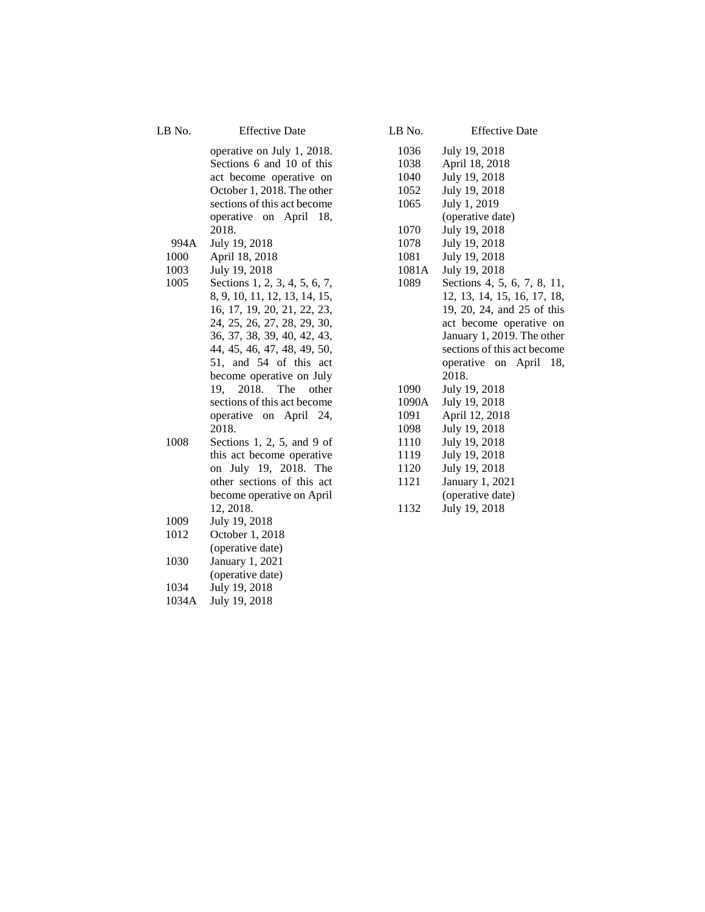| LB No. | Effective Date |
|---|---|
| | operative on July 1, 2018. Sections 6 and 10 of this act become operative on October 1, 2018. The other sections of this act become operative on April 18, 2018. |
| 994A | July 19, 2018 |
| 1000 | April 18, 2018 |
| 1003 | July 19, 2018 |
| 1005 | Sections 1, 2, 3, 4, 5, 6, 7, 8, 9, 10, 11, 12, 13, 14, 15, 16, 17, 19, 20, 21, 22, 23, 24, 25, 26, 27, 28, 29, 30, 36, 37, 38, 39, 40, 42, 43, 44, 45, 46, 47, 48, 49, 50, 51, and 54 of this act become operative on July 19, 2018. The other sections of this act become operative on April 24, 2018. |
| 1008 | Sections 1, 2, 5, and 9 of this act become operative on July 19, 2018. The other sections of this act become operative on April 12, 2018. |
| 1009 | July 19, 2018 |
| 1012 | October 1, 2018 (operative date) |
| 1030 | January 1, 2021 (operative date) |
| 1034 | July 19, 2018 |
| 1034A | July 19, 2018 |
| 1036 | July 19, 2018 |
| 1038 | April 18, 2018 |
| 1040 | July 19, 2018 |
| 1052 | July 19, 2018 |
| 1065 | July 1, 2019 (operative date) |
| 1070 | July 19, 2018 |
| 1078 | July 19, 2018 |
| 1081 | July 19, 2018 |
| 1081A | July 19, 2018 |
| 1089 | Sections 4, 5, 6, 7, 8, 11, 12, 13, 14, 15, 16, 17, 18, 19, 20, 24, and 25 of this act become operative on January 1, 2019. The other sections of this act become operative on April 18, 2018. |
| 1090 | July 19, 2018 |
| 1090A | July 19, 2018 |
| 1091 | April 12, 2018 |
| 1098 | July 19, 2018 |
| 1110 | July 19, 2018 |
| 1119 | July 19, 2018 |
| 1120 | July 19, 2018 |
| 1121 | January 1, 2021 (operative date) |
| 1132 | July 19, 2018 |